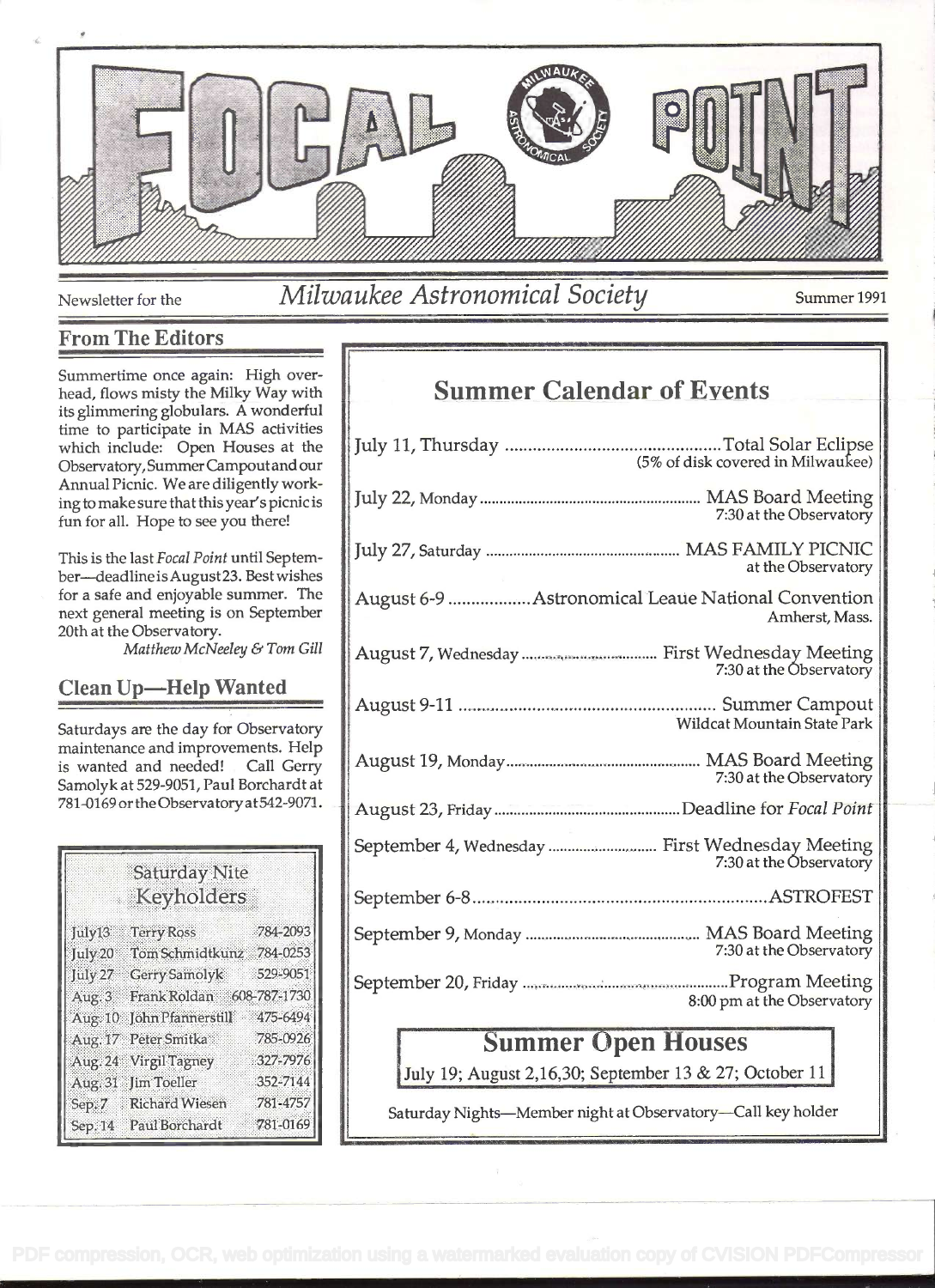# FOCAL POINT

Newsletter for the *Milwaukee Astronomical Society* Summer 1991

## From The Editors

Summertime once again: High overhead, flows misty the Milky Way with its glimmering globulars. A wonderful time to participate in MAS activities which include: Open Houses at the Observatory, Summer Campout and our Annual Picnic. We are diligently working to make sure that this year's picnic is fun for all. Hope to see you there!

This is the last *Focal Point* until September—deadline is August 23. Best wishes for a safe and enjoyable summer. The next general meeting is on September 20th at the Observatory.

*Matthew McNeeley & Tom Gill*

## Clean Up—Help Wanted

Saturdays are the day for Observatory maintenance and improvements. Help is wanted and needed! Call Gerry Samolyk at 529-9051, Paul Borchardt at 781-0169 or the Observatory at 542-9071.

### Saturday Nite Keyholders

| Date | Name | Phone |
|---|---|---|
| July 13 | Terry Ross | 784-2093 |
| July 20 | Tom Schmidtkunz | 784-0253 |
| July 27 | Gerry Samolyk | 529-9051 |
| Aug. 3 | Frank Roldan | 608-787-1730 |
| Aug. 10 | John Pfannerstill | 475-6494 |
| Aug. 17 | Peter Smitka | 785-0926 |
| Aug. 24 | Virgil Tagney | 327-7976 |
| Aug. 31 | Jim Toeller | 352-7144 |
| Sep. 7 | Richard Wiesen | 781-4757 |
| Sep. 14 | Paul Borchardt | 781-0169 |

## Summer Calendar of Events

July 11, Thursday ............ Total Solar Eclipse (5% of disk covered in Milwaukee)

July 22, Monday ............ MAS Board Meeting 7:30 at the Observatory

July 27, Saturday ............ MAS FAMILY PICNIC at the Observatory

August 6-9 ............ Astronomical Leaue National Convention Amherst, Mass.

August 7, Wednesday ............ First Wednesday Meeting 7:30 at the Observatory

August 9-11 ............ Summer Campout Wildcat Mountain State Park

August 19, Monday ............ MAS Board Meeting 7:30 at the Observatory

August 23, Friday ............ Deadline for *Focal Point*

September 4, Wednesday ............ First Wednesday Meeting 7:30 at the Observatory

September 6-8 ............ ASTROFEST

September 9, Monday ............ MAS Board Meeting 7:30 at the Observatory

September 20, Friday ............ Program Meeting 8:00 pm at the Observatory

## Summer Open Houses

July 19; August 2,16,30; September 13 & 27; October 11

Saturday Nights—Member night at Observatory—Call key holder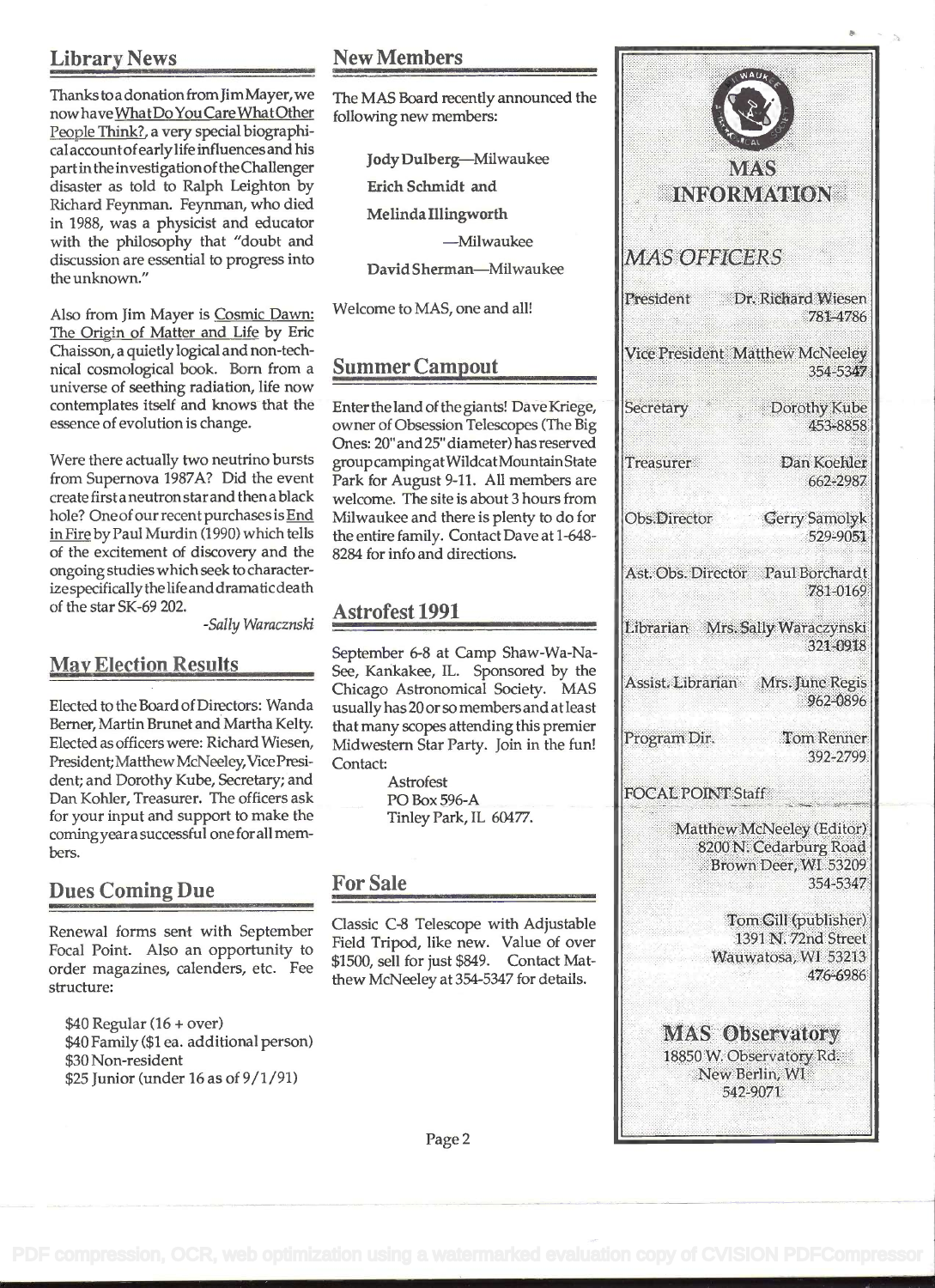## Library News

Thanks to a donation from Jim Mayer, we now have What Do You Care What Other People Think?, a very special biographical account of early life influences and his part in the investigation of the Challenger disaster as told to Ralph Leighton by Richard Feynman. Feynman, who died in 1988, was a physicist and educator with the philosophy that "doubt and discussion are essential to progress into the unknown."

Also from Jim Mayer is Cosmic Dawn: The Origin of Matter and Life by Eric Chaisson, a quietly logical and non-technical cosmological book. Born from a universe of seething radiation, life now contemplates itself and knows that the essence of evolution is change.

Were there actually two neutrino bursts from Supernova 1987A? Did the event create first a neutron star and then a black hole? One of our recent purchases is End in Fire by Paul Murdin (1990) which tells of the excitement of discovery and the ongoing studies which seek to characterize specifically the life and dramatic death of the star SK-69 202.

*-Sally Waraczynski*

## May Election Results

Elected to the Board of Directors: Wanda Berner, Martin Brunet and Martha Kelty. Elected as officers were: Richard Wiesen, President; Matthew McNeeley, Vice President; and Dorothy Kube, Secretary; and Dan Kohler, Treasurer. The officers ask for your input and support to make the coming year a successful one for all members.

## Dues Coming Due

Renewal forms sent with September Focal Point. Also an opportunity to order magazines, calenders, etc. Fee structure:

$40 Regular (16 + over)
$40 Family ($1 ea. additional person)
$30 Non-resident
$25 Junior (under 16 as of 9/1/91)

## New Members

The MAS Board recently announced the following new members:

**Jody Dulberg**—Milwaukee
**Erich Schmidt and Melinda Illingworth**—Milwaukee
**David Sherman**—Milwaukee

Welcome to MAS, one and all!

## Summer Campout

Enter the land of the giants! Dave Kriege, owner of Obsession Telescopes (The Big Ones: 20" and 25" diameter) has reserved group camping at Wildcat Mountain State Park for August 9-11. All members are welcome. The site is about 3 hours from Milwaukee and there is plenty to do for the entire family. Contact Dave at 1-648-8284 for info and directions.

## Astrofest 1991

September 6-8 at Camp Shaw-Wa-Na-See, Kankakee, IL. Sponsored by the Chicago Astronomical Society. MAS usually has 20 or so members and at least that many scopes attending this premier Midwestern Star Party. Join in the fun! Contact:

Astrofest
PO Box 596-A
Tinley Park, IL 60477.

## For Sale

Classic C-8 Telescope with Adjustable Field Tripod, like new. Value of over $1500, sell for just $849. Contact Matthew McNeeley at 354-5347 for details.

## MAS INFORMATION

### MAS OFFICERS

| | | |
|---|---|---|
| President | Dr. Richard Wiesen | 781-4786 |
| Vice President | Matthew McNeeley | 354-5347 |
| Secretary | Dorothy Kube | 453-8858 |
| Treasurer | Dan Koehler | 662-2987 |
| Obs. Director | Gerry Samolyk | 529-9051 |
| Ast. Obs. Director | Paul Borchardt | 781-0169 |
| Librarian | Mrs. Sally Waraczynski | 321-0918 |
| Assist. Librarian | Mrs. June Regis | 962-0896 |
| Program Dir. | Tom Renner | 392-2799 |

### FOCAL POINT Staff

Matthew McNeeley (Editor)
8200 N. Cedarburg Road
Brown Deer, WI 53209
354-5347

Tom Gill (publisher)
1391 N. 72nd Street
Wauwatosa, WI 53213
476-6986

### MAS Observatory

18850 W. Observatory Rd.
New Berlin, WI
542-9071